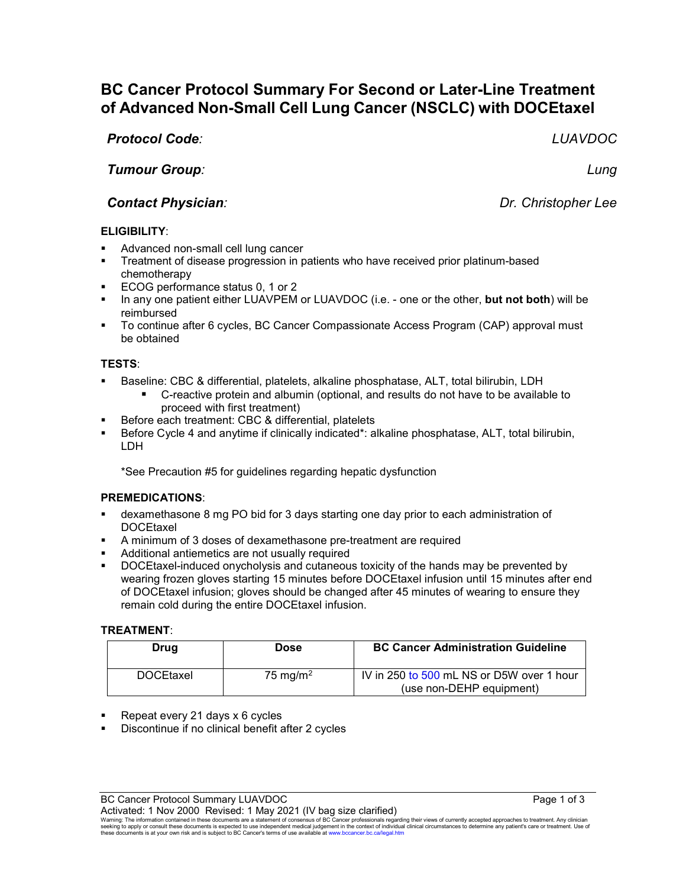# BC Cancer Protocol Summary For Second or Later-Line Treatment of Advanced Non-Small Cell Lung Cancer (NSCLC) with DOCEtaxel

***Protocol Code:*** *LUAVDOC*

***Tumour Group:*** *Lung*

***Contact Physician:*** *Dr. Christopher Lee*

**ELIGIBILITY**:

- Advanced non-small cell lung cancer
- Treatment of disease progression in patients who have received prior platinum-based chemotherapy
- ECOG performance status 0, 1 or 2
- In any one patient either LUAVPEM or LUAVDOC (i.e. - one or the other, **but not both**) will be reimbursed
- To continue after 6 cycles, BC Cancer Compassionate Access Program (CAP) approval must be obtained

**TESTS**:

- Baseline: CBC & differential, platelets, alkaline phosphatase, ALT, total bilirubin, LDH
  - C-reactive protein and albumin (optional, and results do not have to be available to proceed with first treatment)
- Before each treatment: CBC & differential, platelets
- Before Cycle 4 and anytime if clinically indicated*: alkaline phosphatase, ALT, total bilirubin, LDH

*See Precaution #5 for guidelines regarding hepatic dysfunction

**PREMEDICATIONS**:

- dexamethasone 8 mg PO bid for 3 days starting one day prior to each administration of DOCEtaxel
- A minimum of 3 doses of dexamethasone pre-treatment are required
- Additional antiemetics are not usually required
- DOCEtaxel-induced onycholysis and cutaneous toxicity of the hands may be prevented by wearing frozen gloves starting 15 minutes before DOCEtaxel infusion until 15 minutes after end of DOCEtaxel infusion; gloves should be changed after 45 minutes of wearing to ensure they remain cold during the entire DOCEtaxel infusion.

**TREATMENT**:

| Drug | Dose | BC Cancer Administration Guideline |
|---|---|---|
| DOCEtaxel | 75 mg/$m^2$ | IV in 250 to 500 mL NS or D5W over 1 hour (use non-DEHP equipment) |

- Repeat every 21 days x 6 cycles
- Discontinue if no clinical benefit after 2 cycles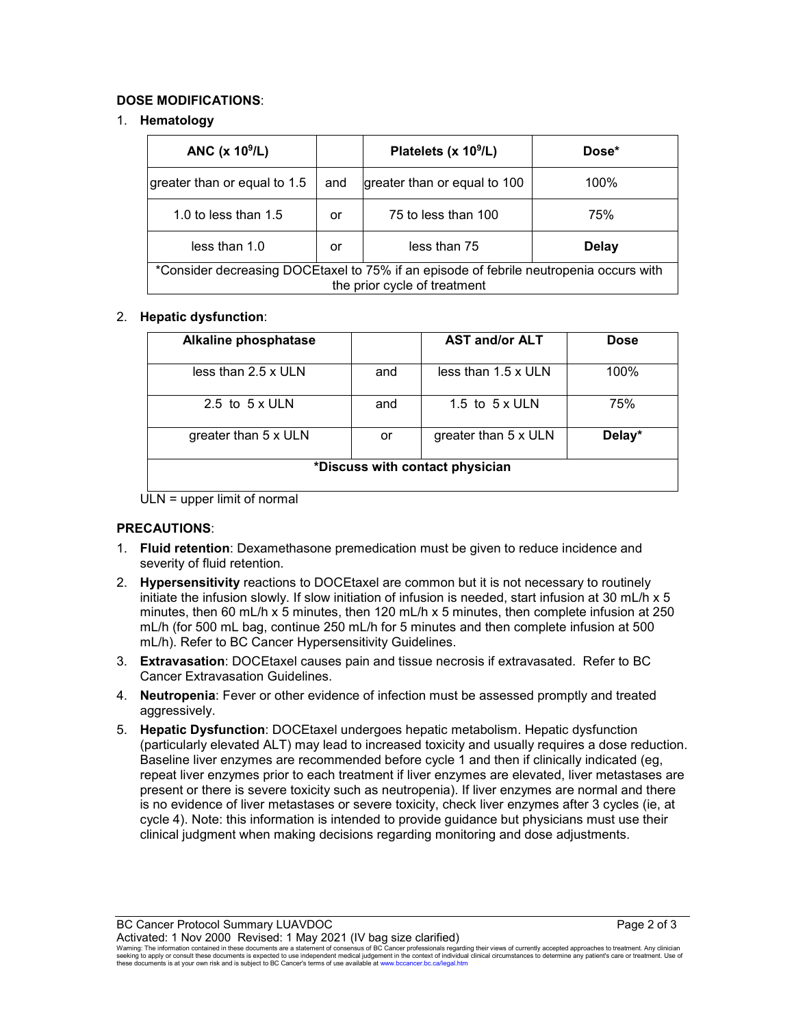**DOSE MODIFICATIONS**:

1. **Hematology**

| ANC (x $10^9$/L) | | Platelets (x $10^9$/L) | Dose* |
|---|---|---|---|
| greater than or equal to 1.5 | and | greater than or equal to 100 | 100% |
| 1.0 to less than 1.5 | or | 75 to less than 100 | 75% |
| less than 1.0 | or | less than 75 | **Delay** |
| *Consider decreasing DOCEtaxel to 75% if an episode of febrile neutropenia occurs with the prior cycle of treatment | | | |

2. **Hepatic dysfunction**:

| Alkaline phosphatase | | AST and/or ALT | Dose |
|---|---|---|---|
| less than 2.5 x ULN | and | less than 1.5 x ULN | 100% |
| 2.5 to 5 x ULN | and | 1.5 to 5 x ULN | 75% |
| greater than 5 x ULN | or | greater than 5 x ULN | **Delay*** |
| ***Discuss with contact physician** | | | |

ULN = upper limit of normal

**PRECAUTIONS**:

1. **Fluid retention**: Dexamethasone premedication must be given to reduce incidence and severity of fluid retention.
2. **Hypersensitivity** reactions to DOCEtaxel are common but it is not necessary to routinely initiate the infusion slowly. If slow initiation of infusion is needed, start infusion at 30 mL/h x 5 minutes, then 60 mL/h x 5 minutes, then 120 mL/h x 5 minutes, then complete infusion at 250 mL/h (for 500 mL bag, continue 250 mL/h for 5 minutes and then complete infusion at 500 mL/h). Refer to BC Cancer Hypersensitivity Guidelines.
3. **Extravasation**: DOCEtaxel causes pain and tissue necrosis if extravasated. Refer to BC Cancer Extravasation Guidelines.
4. **Neutropenia**: Fever or other evidence of infection must be assessed promptly and treated aggressively.
5. **Hepatic Dysfunction**: DOCEtaxel undergoes hepatic metabolism. Hepatic dysfunction (particularly elevated ALT) may lead to increased toxicity and usually requires a dose reduction. Baseline liver enzymes are recommended before cycle 1 and then if clinically indicated (eg, repeat liver enzymes prior to each treatment if liver enzymes are elevated, liver metastases are present or there is severe toxicity such as neutropenia). If liver enzymes are normal and there is no evidence of liver metastases or severe toxicity, check liver enzymes after 3 cycles (ie, at cycle 4). Note: this information is intended to provide guidance but physicians must use their clinical judgment when making decisions regarding monitoring and dose adjustments.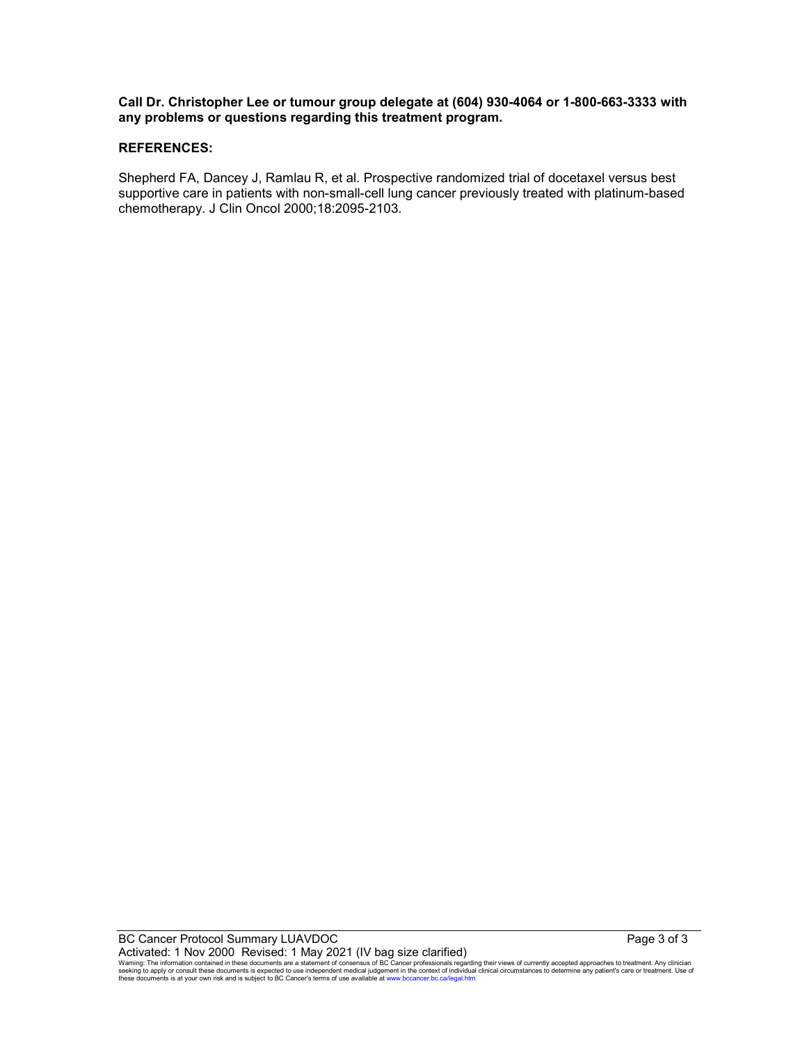**Call Dr. Christopher Lee or tumour group delegate at (604) 930-4064 or 1-800-663-3333 with any problems or questions regarding this treatment program.**

## REFERENCES:

Shepherd FA, Dancey J, Ramlau R, et al. Prospective randomized trial of docetaxel versus best supportive care in patients with non-small-cell lung cancer previously treated with platinum-based chemotherapy. J Clin Oncol 2000;18:2095-2103.